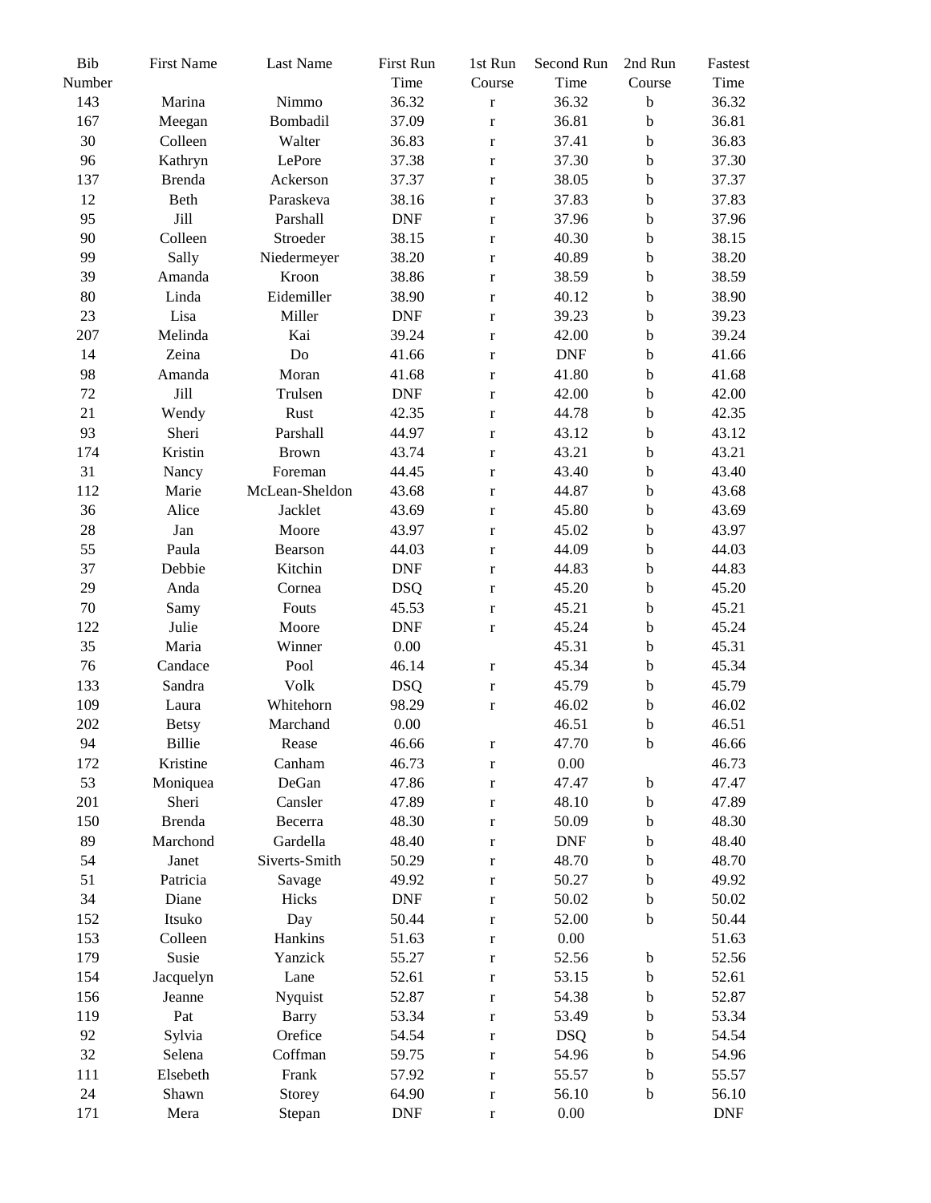| Bib Number | First Name | Last Name | First Run Time | 1st Run Course | Second Run Time | 2nd Run Course | Fastest Time |
|---|---|---|---|---|---|---|---|
| 143 | Marina | Nimmo | 36.32 | r | 36.32 | b | 36.32 |
| 167 | Meegan | Bombadil | 37.09 | r | 36.81 | b | 36.81 |
| 30 | Colleen | Walter | 36.83 | r | 37.41 | b | 36.83 |
| 96 | Kathryn | LePore | 37.38 | r | 37.30 | b | 37.30 |
| 137 | Brenda | Ackerson | 37.37 | r | 38.05 | b | 37.37 |
| 12 | Beth | Paraskeva | 38.16 | r | 37.83 | b | 37.83 |
| 95 | Jill | Parshall | DNF | r | 37.96 | b | 37.96 |
| 90 | Colleen | Stroeder | 38.15 | r | 40.30 | b | 38.15 |
| 99 | Sally | Niedermeyer | 38.20 | r | 40.89 | b | 38.20 |
| 39 | Amanda | Kroon | 38.86 | r | 38.59 | b | 38.59 |
| 80 | Linda | Eidemiller | 38.90 | r | 40.12 | b | 38.90 |
| 23 | Lisa | Miller | DNF | r | 39.23 | b | 39.23 |
| 207 | Melinda | Kai | 39.24 | r | 42.00 | b | 39.24 |
| 14 | Zeina | Do | 41.66 | r | DNF | b | 41.66 |
| 98 | Amanda | Moran | 41.68 | r | 41.80 | b | 41.68 |
| 72 | Jill | Trulsen | DNF | r | 42.00 | b | 42.00 |
| 21 | Wendy | Rust | 42.35 | r | 44.78 | b | 42.35 |
| 93 | Sheri | Parshall | 44.97 | r | 43.12 | b | 43.12 |
| 174 | Kristin | Brown | 43.74 | r | 43.21 | b | 43.21 |
| 31 | Nancy | Foreman | 44.45 | r | 43.40 | b | 43.40 |
| 112 | Marie | McLean-Sheldon | 43.68 | r | 44.87 | b | 43.68 |
| 36 | Alice | Jacklet | 43.69 | r | 45.80 | b | 43.69 |
| 28 | Jan | Moore | 43.97 | r | 45.02 | b | 43.97 |
| 55 | Paula | Bearson | 44.03 | r | 44.09 | b | 44.03 |
| 37 | Debbie | Kitchin | DNF | r | 44.83 | b | 44.83 |
| 29 | Anda | Cornea | DSQ | r | 45.20 | b | 45.20 |
| 70 | Samy | Fouts | 45.53 | r | 45.21 | b | 45.21 |
| 122 | Julie | Moore | DNF | r | 45.24 | b | 45.24 |
| 35 | Maria | Winner | 0.00 | | 45.31 | b | 45.31 |
| 76 | Candace | Pool | 46.14 | r | 45.34 | b | 45.34 |
| 133 | Sandra | Volk | DSQ | r | 45.79 | b | 45.79 |
| 109 | Laura | Whitehorn | 98.29 | r | 46.02 | b | 46.02 |
| 202 | Betsy | Marchand | 0.00 | | 46.51 | b | 46.51 |
| 94 | Billie | Rease | 46.66 | r | 47.70 | b | 46.66 |
| 172 | Kristine | Canham | 46.73 | r | 0.00 | | 46.73 |
| 53 | Moniquea | DeGan | 47.86 | r | 47.47 | b | 47.47 |
| 201 | Sheri | Cansler | 47.89 | r | 48.10 | b | 47.89 |
| 150 | Brenda | Becerra | 48.30 | r | 50.09 | b | 48.30 |
| 89 | Marchond | Gardella | 48.40 | r | DNF | b | 48.40 |
| 54 | Janet | Siverts-Smith | 50.29 | r | 48.70 | b | 48.70 |
| 51 | Patricia | Savage | 49.92 | r | 50.27 | b | 49.92 |
| 34 | Diane | Hicks | DNF | r | 50.02 | b | 50.02 |
| 152 | Itsuko | Day | 50.44 | r | 52.00 | b | 50.44 |
| 153 | Colleen | Hankins | 51.63 | r | 0.00 | | 51.63 |
| 179 | Susie | Yanzick | 55.27 | r | 52.56 | b | 52.56 |
| 154 | Jacquelyn | Lane | 52.61 | r | 53.15 | b | 52.61 |
| 156 | Jeanne | Nyquist | 52.87 | r | 54.38 | b | 52.87 |
| 119 | Pat | Barry | 53.34 | r | 53.49 | b | 53.34 |
| 92 | Sylvia | Orefice | 54.54 | r | DSQ | b | 54.54 |
| 32 | Selena | Coffman | 59.75 | r | 54.96 | b | 54.96 |
| 111 | Elsebeth | Frank | 57.92 | r | 55.57 | b | 55.57 |
| 24 | Shawn | Storey | 64.90 | r | 56.10 | b | 56.10 |
| 171 | Mera | Stepan | DNF | r | 0.00 | | DNF |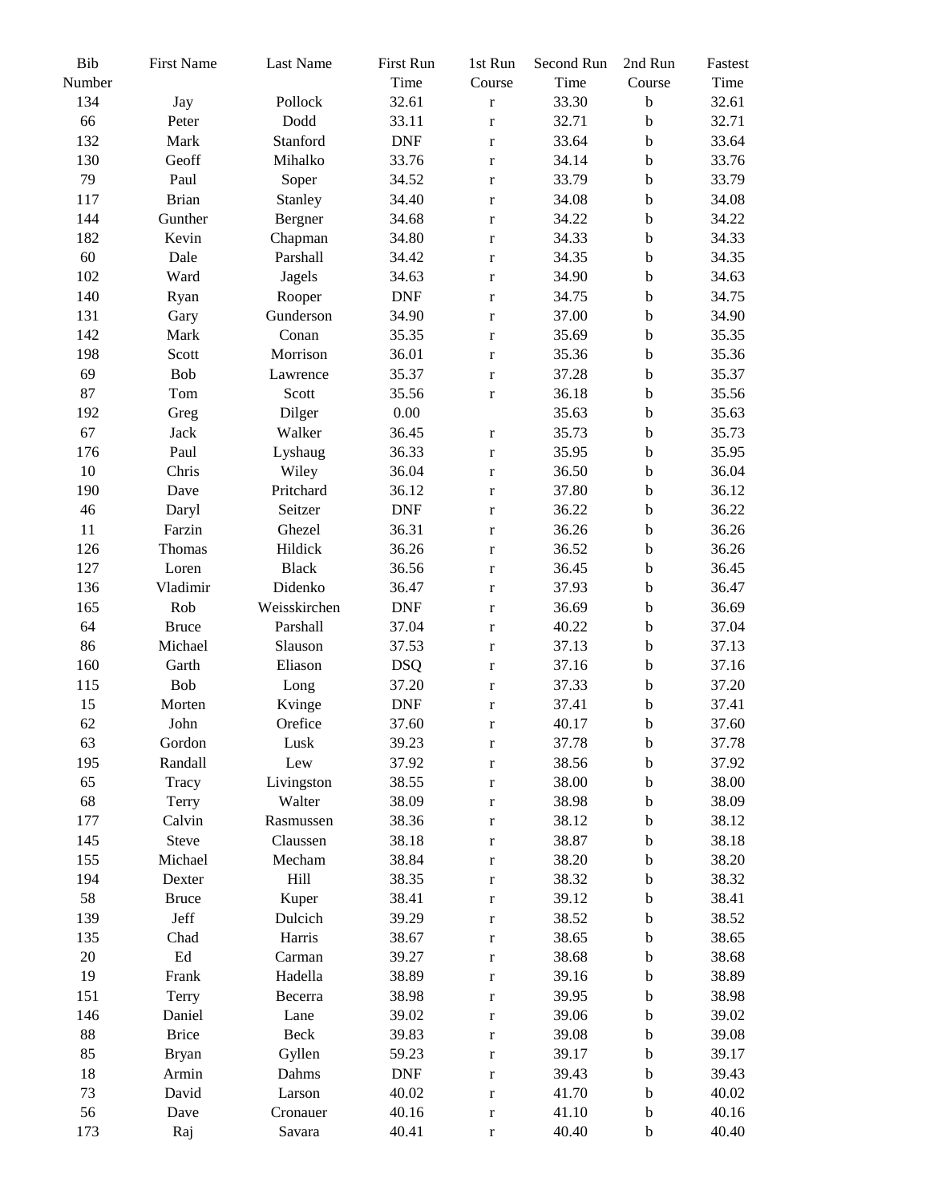| Bib Number | First Name | Last Name | First Run Time | 1st Run Course | Second Run Time | 2nd Run Course | Fastest Time |
|---|---|---|---|---|---|---|---|
| 134 | Jay | Pollock | 32.61 | r | 33.30 | b | 32.61 |
| 66 | Peter | Dodd | 33.11 | r | 32.71 | b | 32.71 |
| 132 | Mark | Stanford | DNF | r | 33.64 | b | 33.64 |
| 130 | Geoff | Mihalko | 33.76 | r | 34.14 | b | 33.76 |
| 79 | Paul | Soper | 34.52 | r | 33.79 | b | 33.79 |
| 117 | Brian | Stanley | 34.40 | r | 34.08 | b | 34.08 |
| 144 | Gunther | Bergner | 34.68 | r | 34.22 | b | 34.22 |
| 182 | Kevin | Chapman | 34.80 | r | 34.33 | b | 34.33 |
| 60 | Dale | Parshall | 34.42 | r | 34.35 | b | 34.35 |
| 102 | Ward | Jagels | 34.63 | r | 34.90 | b | 34.63 |
| 140 | Ryan | Rooper | DNF | r | 34.75 | b | 34.75 |
| 131 | Gary | Gunderson | 34.90 | r | 37.00 | b | 34.90 |
| 142 | Mark | Conan | 35.35 | r | 35.69 | b | 35.35 |
| 198 | Scott | Morrison | 36.01 | r | 35.36 | b | 35.36 |
| 69 | Bob | Lawrence | 35.37 | r | 37.28 | b | 35.37 |
| 87 | Tom | Scott | 35.56 | r | 36.18 | b | 35.56 |
| 192 | Greg | Dilger | 0.00 | | 35.63 | b | 35.63 |
| 67 | Jack | Walker | 36.45 | r | 35.73 | b | 35.73 |
| 176 | Paul | Lyshaug | 36.33 | r | 35.95 | b | 35.95 |
| 10 | Chris | Wiley | 36.04 | r | 36.50 | b | 36.04 |
| 190 | Dave | Pritchard | 36.12 | r | 37.80 | b | 36.12 |
| 46 | Daryl | Seitzer | DNF | r | 36.22 | b | 36.22 |
| 11 | Farzin | Ghezel | 36.31 | r | 36.26 | b | 36.26 |
| 126 | Thomas | Hildick | 36.26 | r | 36.52 | b | 36.26 |
| 127 | Loren | Black | 36.56 | r | 36.45 | b | 36.45 |
| 136 | Vladimir | Didenko | 36.47 | r | 37.93 | b | 36.47 |
| 165 | Rob | Weisskirchen | DNF | r | 36.69 | b | 36.69 |
| 64 | Bruce | Parshall | 37.04 | r | 40.22 | b | 37.04 |
| 86 | Michael | Slauson | 37.53 | r | 37.13 | b | 37.13 |
| 160 | Garth | Eliason | DSQ | r | 37.16 | b | 37.16 |
| 115 | Bob | Long | 37.20 | r | 37.33 | b | 37.20 |
| 15 | Morten | Kvinge | DNF | r | 37.41 | b | 37.41 |
| 62 | John | Orefice | 37.60 | r | 40.17 | b | 37.60 |
| 63 | Gordon | Lusk | 39.23 | r | 37.78 | b | 37.78 |
| 195 | Randall | Lew | 37.92 | r | 38.56 | b | 37.92 |
| 65 | Tracy | Livingston | 38.55 | r | 38.00 | b | 38.00 |
| 68 | Terry | Walter | 38.09 | r | 38.98 | b | 38.09 |
| 177 | Calvin | Rasmussen | 38.36 | r | 38.12 | b | 38.12 |
| 145 | Steve | Claussen | 38.18 | r | 38.87 | b | 38.18 |
| 155 | Michael | Mecham | 38.84 | r | 38.20 | b | 38.20 |
| 194 | Dexter | Hill | 38.35 | r | 38.32 | b | 38.32 |
| 58 | Bruce | Kuper | 38.41 | r | 39.12 | b | 38.41 |
| 139 | Jeff | Dulcich | 39.29 | r | 38.52 | b | 38.52 |
| 135 | Chad | Harris | 38.67 | r | 38.65 | b | 38.65 |
| 20 | Ed | Carman | 39.27 | r | 38.68 | b | 38.68 |
| 19 | Frank | Hadella | 38.89 | r | 39.16 | b | 38.89 |
| 151 | Terry | Becerra | 38.98 | r | 39.95 | b | 38.98 |
| 146 | Daniel | Lane | 39.02 | r | 39.06 | b | 39.02 |
| 88 | Brice | Beck | 39.83 | r | 39.08 | b | 39.08 |
| 85 | Bryan | Gyllen | 59.23 | r | 39.17 | b | 39.17 |
| 18 | Armin | Dahms | DNF | r | 39.43 | b | 39.43 |
| 73 | David | Larson | 40.02 | r | 41.70 | b | 40.02 |
| 56 | Dave | Cronauer | 40.16 | r | 41.10 | b | 40.16 |
| 173 | Raj | Savara | 40.41 | r | 40.40 | b | 40.40 |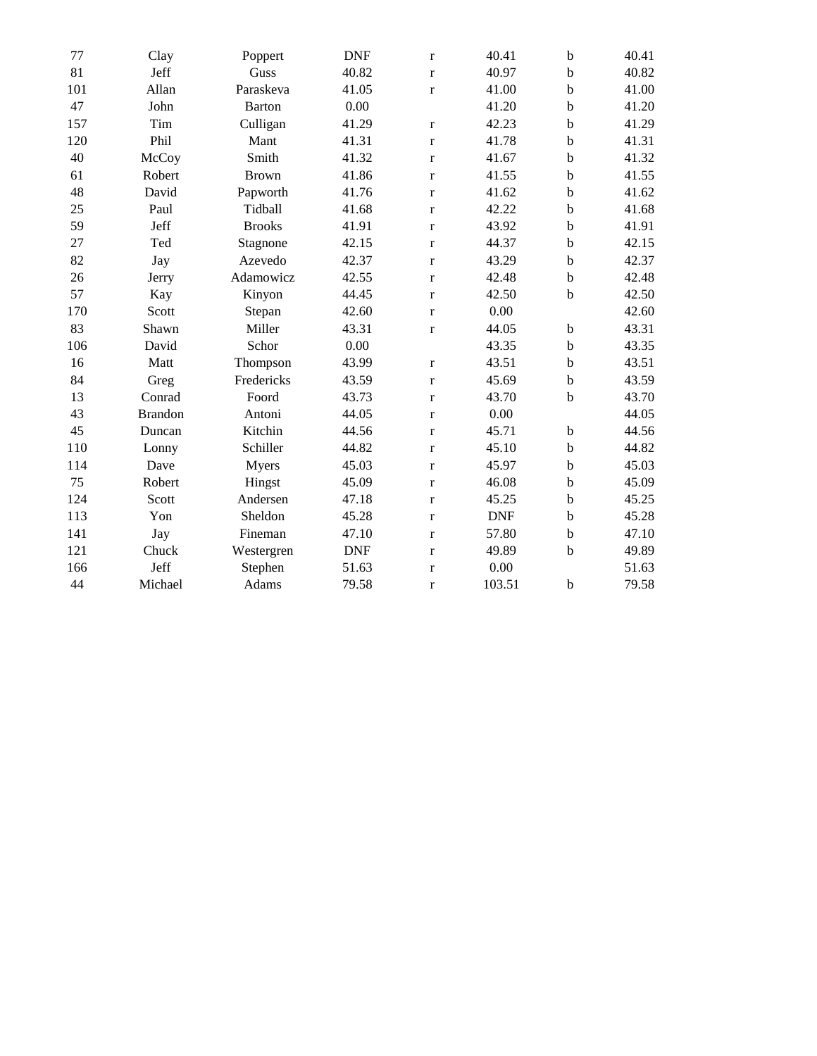| | | | | | | | |
|---|---|---|---|---|---|---|---|
| 77 | Clay | Poppert | DNF | r | 40.41 | b | 40.41 |
| 81 | Jeff | Guss | 40.82 | r | 40.97 | b | 40.82 |
| 101 | Allan | Paraskeva | 41.05 | r | 41.00 | b | 41.00 |
| 47 | John | Barton | 0.00 | | 41.20 | b | 41.20 |
| 157 | Tim | Culligan | 41.29 | r | 42.23 | b | 41.29 |
| 120 | Phil | Mant | 41.31 | r | 41.78 | b | 41.31 |
| 40 | McCoy | Smith | 41.32 | r | 41.67 | b | 41.32 |
| 61 | Robert | Brown | 41.86 | r | 41.55 | b | 41.55 |
| 48 | David | Papworth | 41.76 | r | 41.62 | b | 41.62 |
| 25 | Paul | Tidball | 41.68 | r | 42.22 | b | 41.68 |
| 59 | Jeff | Brooks | 41.91 | r | 43.92 | b | 41.91 |
| 27 | Ted | Stagnone | 42.15 | r | 44.37 | b | 42.15 |
| 82 | Jay | Azevedo | 42.37 | r | 43.29 | b | 42.37 |
| 26 | Jerry | Adamowicz | 42.55 | r | 42.48 | b | 42.48 |
| 57 | Kay | Kinyon | 44.45 | r | 42.50 | b | 42.50 |
| 170 | Scott | Stepan | 42.60 | r | 0.00 | | 42.60 |
| 83 | Shawn | Miller | 43.31 | r | 44.05 | b | 43.31 |
| 106 | David | Schor | 0.00 | | 43.35 | b | 43.35 |
| 16 | Matt | Thompson | 43.99 | r | 43.51 | b | 43.51 |
| 84 | Greg | Fredericks | 43.59 | r | 45.69 | b | 43.59 |
| 13 | Conrad | Foord | 43.73 | r | 43.70 | b | 43.70 |
| 43 | Brandon | Antoni | 44.05 | r | 0.00 | | 44.05 |
| 45 | Duncan | Kitchin | 44.56 | r | 45.71 | b | 44.56 |
| 110 | Lonny | Schiller | 44.82 | r | 45.10 | b | 44.82 |
| 114 | Dave | Myers | 45.03 | r | 45.97 | b | 45.03 |
| 75 | Robert | Hingst | 45.09 | r | 46.08 | b | 45.09 |
| 124 | Scott | Andersen | 47.18 | r | 45.25 | b | 45.25 |
| 113 | Yon | Sheldon | 45.28 | r | DNF | b | 45.28 |
| 141 | Jay | Fineman | 47.10 | r | 57.80 | b | 47.10 |
| 121 | Chuck | Westergren | DNF | r | 49.89 | b | 49.89 |
| 166 | Jeff | Stephen | 51.63 | r | 0.00 | | 51.63 |
| 44 | Michael | Adams | 79.58 | r | 103.51 | b | 79.58 |